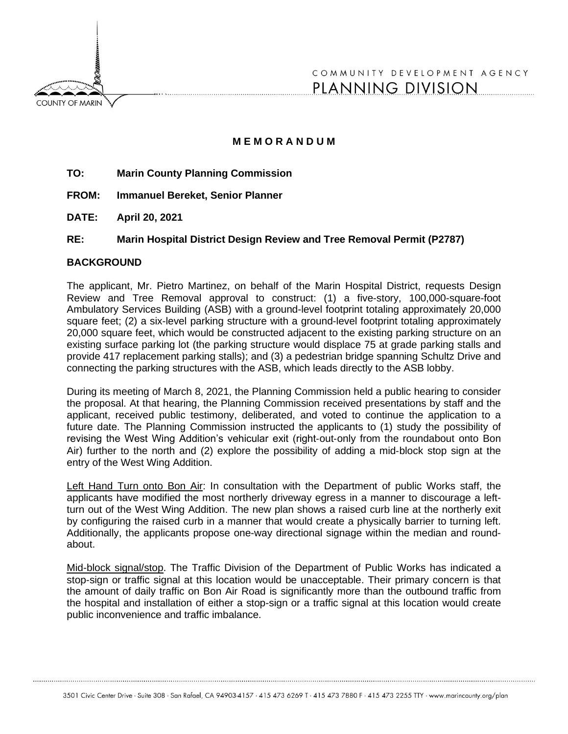COUNTY OF MARIN

COMMUNITY DEVELOPMENT AGENCY
PLANNING DIVISION

**M E M O R A N D U M**

**TO:** Marin County Planning Commission

**FROM:** Immanuel Bereket, Senior Planner

**DATE:** April 20, 2021

**RE:** Marin Hospital District Design Review and Tree Removal Permit (P2787)

## BACKGROUND

The applicant, Mr. Pietro Martinez, on behalf of the Marin Hospital District, requests Design Review and Tree Removal approval to construct: (1) a five-story, 100,000-square-foot Ambulatory Services Building (ASB) with a ground-level footprint totaling approximately 20,000 square feet; (2) a six-level parking structure with a ground-level footprint totaling approximately 20,000 square feet, which would be constructed adjacent to the existing parking structure on an existing surface parking lot (the parking structure would displace 75 at grade parking stalls and provide 417 replacement parking stalls); and (3) a pedestrian bridge spanning Schultz Drive and connecting the parking structures with the ASB, which leads directly to the ASB lobby.

During its meeting of March 8, 2021, the Planning Commission held a public hearing to consider the proposal. At that hearing, the Planning Commission received presentations by staff and the applicant, received public testimony, deliberated, and voted to continue the application to a future date. The Planning Commission instructed the applicants to (1) study the possibility of revising the West Wing Addition's vehicular exit (right-out-only from the roundabout onto Bon Air) further to the north and (2) explore the possibility of adding a mid-block stop sign at the entry of the West Wing Addition.

<u>Left Hand Turn onto Bon Air</u>: In consultation with the Department of public Works staff, the applicants have modified the most northerly driveway egress in a manner to discourage a left-turn out of the West Wing Addition. The new plan shows a raised curb line at the northerly exit by configuring the raised curb in a manner that would create a physically barrier to turning left. Additionally, the applicants propose one-way directional signage within the median and round-about.

<u>Mid-block signal/stop</u>. The Traffic Division of the Department of Public Works has indicated a stop-sign or traffic signal at this location would be unacceptable. Their primary concern is that the amount of daily traffic on Bon Air Road is significantly more than the outbound traffic from the hospital and installation of either a stop-sign or a traffic signal at this location would create public inconvenience and traffic imbalance.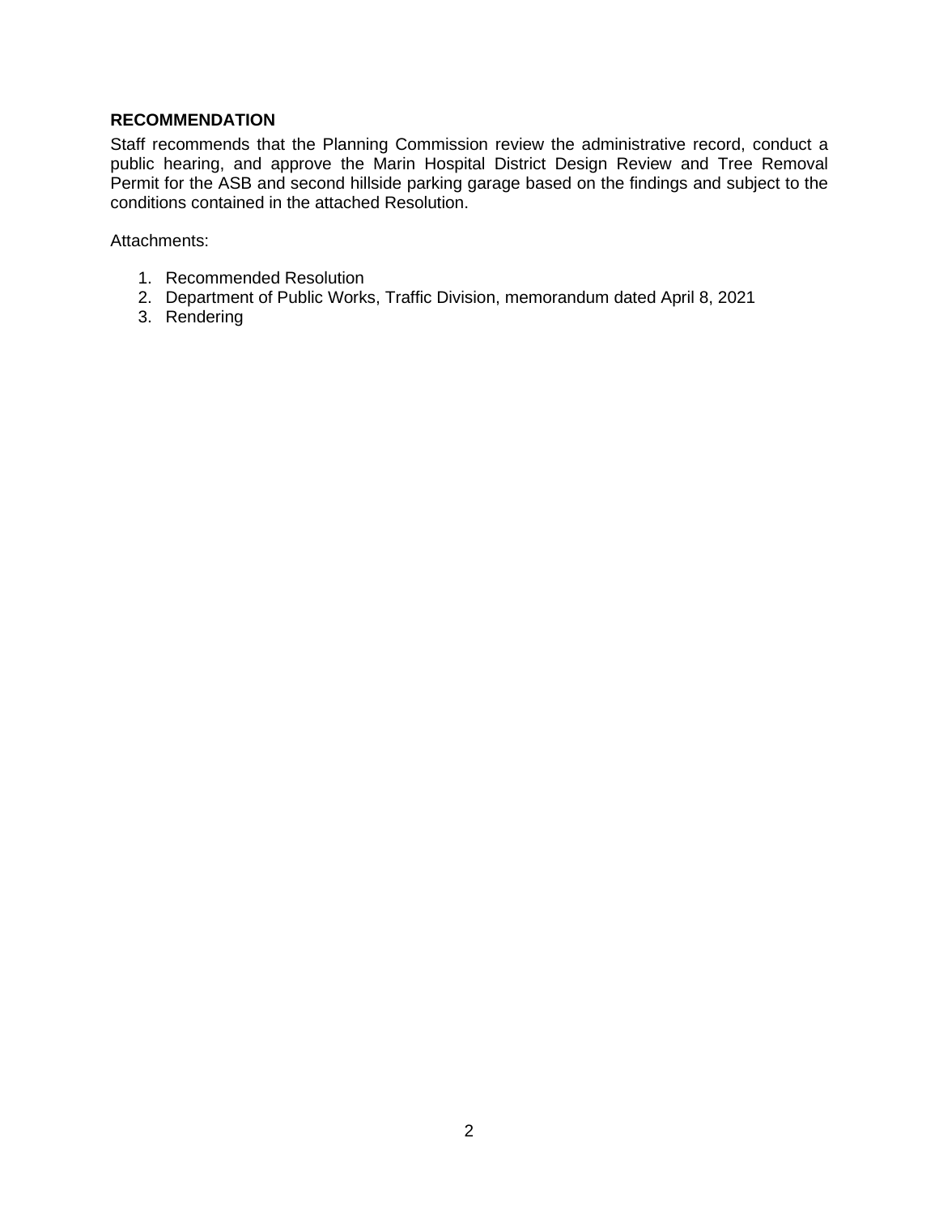**RECOMMENDATION**

Staff recommends that the Planning Commission review the administrative record, conduct a public hearing, and approve the Marin Hospital District Design Review and Tree Removal Permit for the ASB and second hillside parking garage based on the findings and subject to the conditions contained in the attached Resolution.

Attachments:

1. Recommended Resolution
2. Department of Public Works, Traffic Division, memorandum dated April 8, 2021
3. Rendering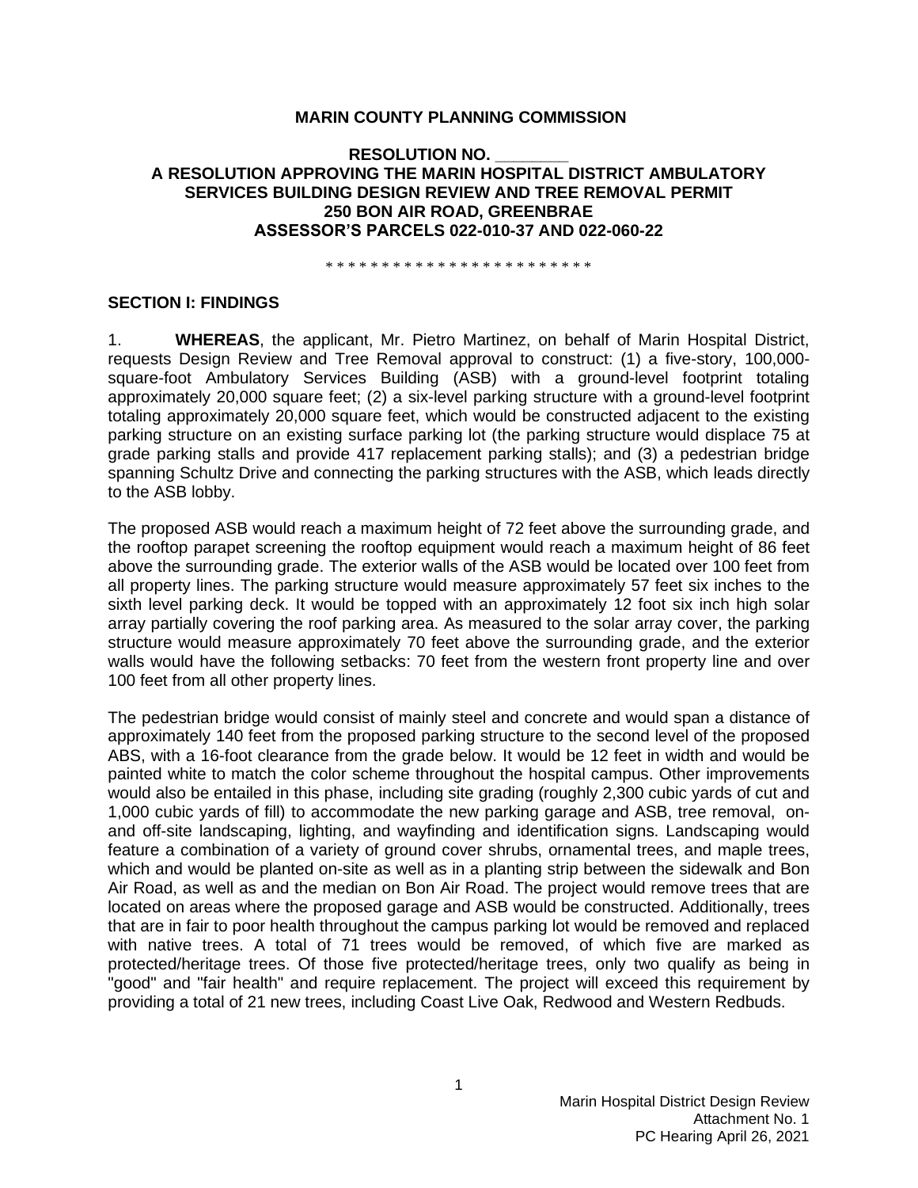**MARIN COUNTY PLANNING COMMISSION**

**RESOLUTION NO. \_\_\_\_\_\_\_\_**
**A RESOLUTION APPROVING THE MARIN HOSPITAL DISTRICT AMBULATORY SERVICES BUILDING DESIGN REVIEW AND TREE REMOVAL PERMIT**
**250 BON AIR ROAD, GREENBRAE**
**ASSESSOR'S PARCELS 022-010-37 AND 022-060-22**

\* \* \* \* \* \* \* \* \* \* \* \* \* \* \* \* \* \* \* \* \* \* \* \* \*

## SECTION I: FINDINGS

1. **WHEREAS**, the applicant, Mr. Pietro Martinez, on behalf of Marin Hospital District, requests Design Review and Tree Removal approval to construct: (1) a five-story, 100,000-square-foot Ambulatory Services Building (ASB) with a ground-level footprint totaling approximately 20,000 square feet; (2) a six-level parking structure with a ground-level footprint totaling approximately 20,000 square feet, which would be constructed adjacent to the existing parking structure on an existing surface parking lot (the parking structure would displace 75 at grade parking stalls and provide 417 replacement parking stalls); and (3) a pedestrian bridge spanning Schultz Drive and connecting the parking structures with the ASB, which leads directly to the ASB lobby.

The proposed ASB would reach a maximum height of 72 feet above the surrounding grade, and the rooftop parapet screening the rooftop equipment would reach a maximum height of 86 feet above the surrounding grade. The exterior walls of the ASB would be located over 100 feet from all property lines. The parking structure would measure approximately 57 feet six inches to the sixth level parking deck. It would be topped with an approximately 12 foot six inch high solar array partially covering the roof parking area. As measured to the solar array cover, the parking structure would measure approximately 70 feet above the surrounding grade, and the exterior walls would have the following setbacks: 70 feet from the western front property line and over 100 feet from all other property lines.

The pedestrian bridge would consist of mainly steel and concrete and would span a distance of approximately 140 feet from the proposed parking structure to the second level of the proposed ABS, with a 16-foot clearance from the grade below. It would be 12 feet in width and would be painted white to match the color scheme throughout the hospital campus. Other improvements would also be entailed in this phase, including site grading (roughly 2,300 cubic yards of cut and 1,000 cubic yards of fill) to accommodate the new parking garage and ASB, tree removal, on- and off-site landscaping, lighting, and wayfinding and identification signs. Landscaping would feature a combination of a variety of ground cover shrubs, ornamental trees, and maple trees, which and would be planted on-site as well as in a planting strip between the sidewalk and Bon Air Road, as well as and the median on Bon Air Road. The project would remove trees that are located on areas where the proposed garage and ASB would be constructed. Additionally, trees that are in fair to poor health throughout the campus parking lot would be removed and replaced with native trees. A total of 71 trees would be removed, of which five are marked as protected/heritage trees. Of those five protected/heritage trees, only two qualify as being in "good" and "fair health" and require replacement. The project will exceed this requirement by providing a total of 21 new trees, including Coast Live Oak, Redwood and Western Redbuds.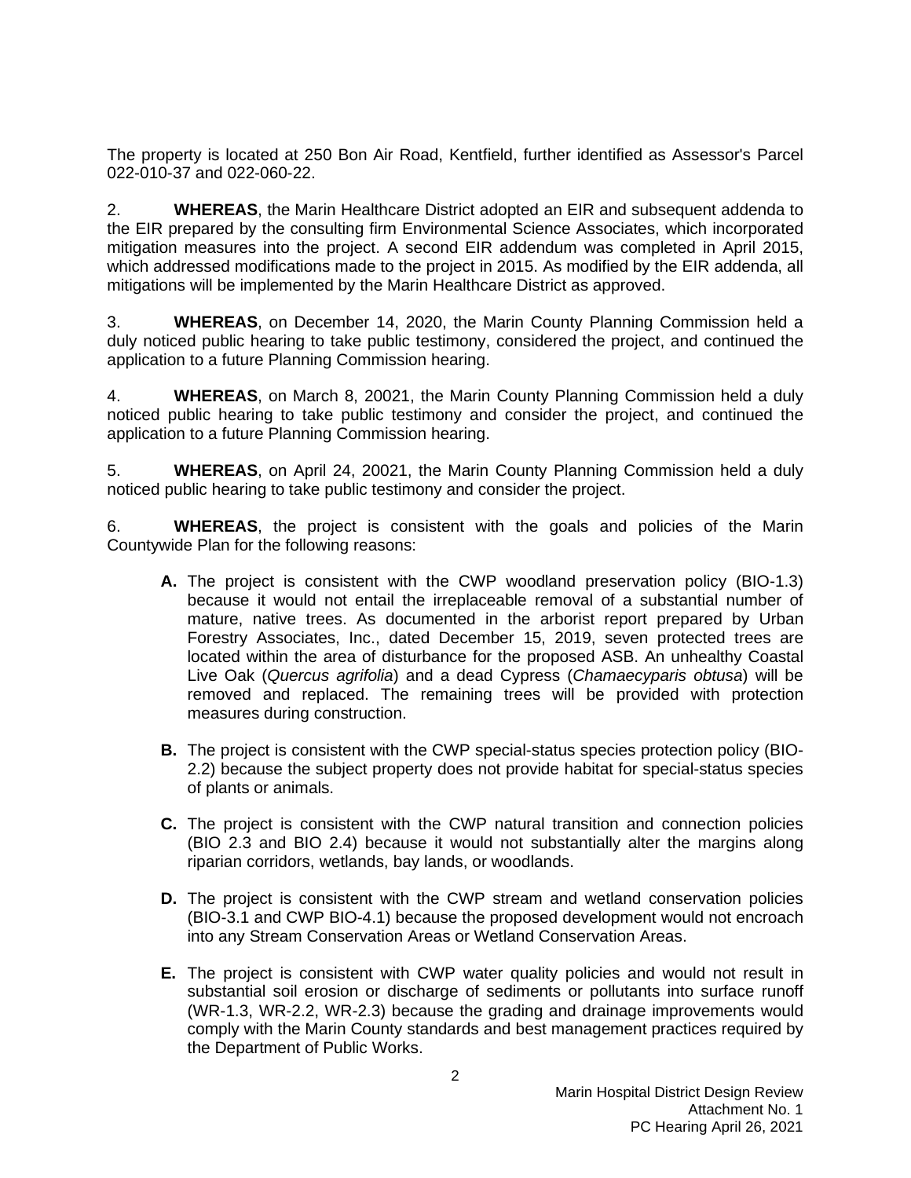The property is located at 250 Bon Air Road, Kentfield, further identified as Assessor's Parcel 022-010-37 and 022-060-22.

2. **WHEREAS**, the Marin Healthcare District adopted an EIR and subsequent addenda to the EIR prepared by the consulting firm Environmental Science Associates, which incorporated mitigation measures into the project. A second EIR addendum was completed in April 2015, which addressed modifications made to the project in 2015. As modified by the EIR addenda, all mitigations will be implemented by the Marin Healthcare District as approved.

3. **WHEREAS**, on December 14, 2020, the Marin County Planning Commission held a duly noticed public hearing to take public testimony, considered the project, and continued the application to a future Planning Commission hearing.

4. **WHEREAS**, on March 8, 20021, the Marin County Planning Commission held a duly noticed public hearing to take public testimony and consider the project, and continued the application to a future Planning Commission hearing.

5. **WHEREAS**, on April 24, 20021, the Marin County Planning Commission held a duly noticed public hearing to take public testimony and consider the project.

6. **WHEREAS**, the project is consistent with the goals and policies of the Marin Countywide Plan for the following reasons:

   **A.** The project is consistent with the CWP woodland preservation policy (BIO-1.3) because it would not entail the irreplaceable removal of a substantial number of mature, native trees. As documented in the arborist report prepared by Urban Forestry Associates, Inc., dated December 15, 2019, seven protected trees are located within the area of disturbance for the proposed ASB. An unhealthy Coastal Live Oak (*Quercus agrifolia*) and a dead Cypress (*Chamaecyparis obtusa*) will be removed and replaced. The remaining trees will be provided with protection measures during construction.

   **B.** The project is consistent with the CWP special-status species protection policy (BIO-2.2) because the subject property does not provide habitat for special-status species of plants or animals.

   **C.** The project is consistent with the CWP natural transition and connection policies (BIO 2.3 and BIO 2.4) because it would not substantially alter the margins along riparian corridors, wetlands, bay lands, or woodlands.

   **D.** The project is consistent with the CWP stream and wetland conservation policies (BIO-3.1 and CWP BIO-4.1) because the proposed development would not encroach into any Stream Conservation Areas or Wetland Conservation Areas.

   **E.** The project is consistent with CWP water quality policies and would not result in substantial soil erosion or discharge of sediments or pollutants into surface runoff (WR-1.3, WR-2.2, WR-2.3) because the grading and drainage improvements would comply with the Marin County standards and best management practices required by the Department of Public Works.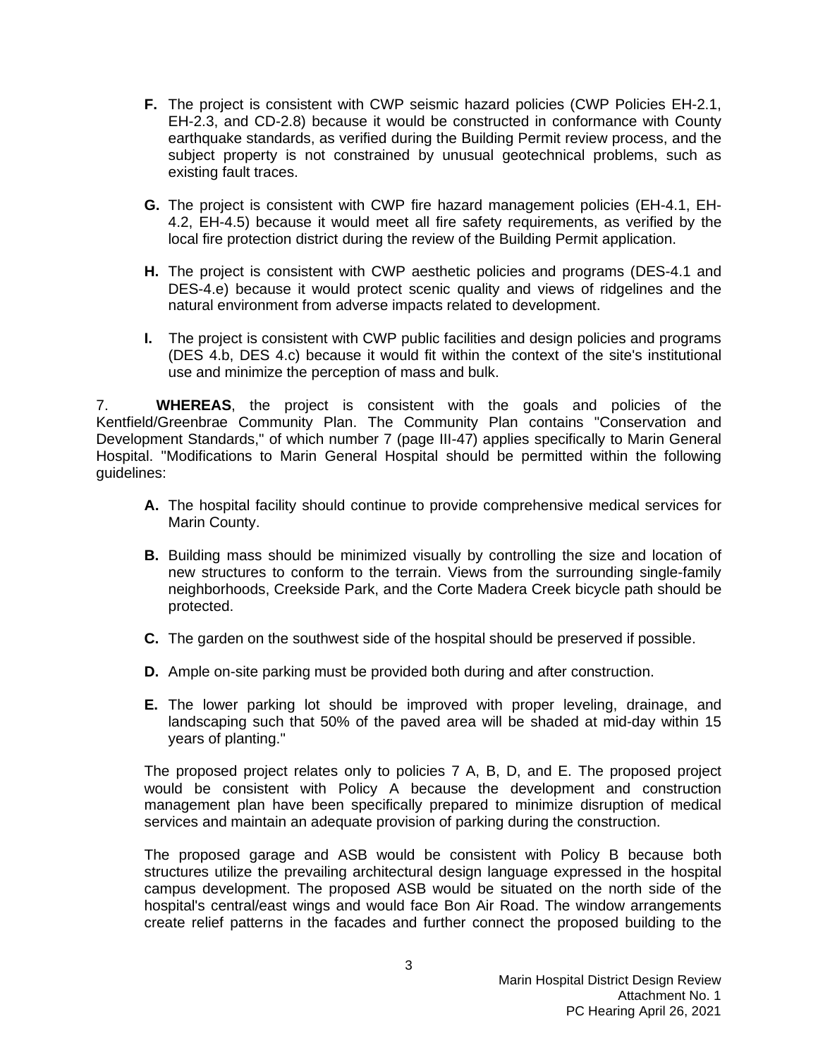- **F.** The project is consistent with CWP seismic hazard policies (CWP Policies EH-2.1, EH-2.3, and CD-2.8) because it would be constructed in conformance with County earthquake standards, as verified during the Building Permit review process, and the subject property is not constrained by unusual geotechnical problems, such as existing fault traces.

- **G.** The project is consistent with CWP fire hazard management policies (EH-4.1, EH-4.2, EH-4.5) because it would meet all fire safety requirements, as verified by the local fire protection district during the review of the Building Permit application.

- **H.** The project is consistent with CWP aesthetic policies and programs (DES-4.1 and DES-4.e) because it would protect scenic quality and views of ridgelines and the natural environment from adverse impacts related to development.

- **I.** The project is consistent with CWP public facilities and design policies and programs (DES 4.b, DES 4.c) because it would fit within the context of the site's institutional use and minimize the perception of mass and bulk.

7. **WHEREAS**, the project is consistent with the goals and policies of the Kentfield/Greenbrae Community Plan. The Community Plan contains "Conservation and Development Standards," of which number 7 (page III-47) applies specifically to Marin General Hospital. "Modifications to Marin General Hospital should be permitted within the following guidelines:

- **A.** The hospital facility should continue to provide comprehensive medical services for Marin County.

- **B.** Building mass should be minimized visually by controlling the size and location of new structures to conform to the terrain. Views from the surrounding single-family neighborhoods, Creekside Park, and the Corte Madera Creek bicycle path should be protected.

- **C.** The garden on the southwest side of the hospital should be preserved if possible.

- **D.** Ample on-site parking must be provided both during and after construction.

- **E.** The lower parking lot should be improved with proper leveling, drainage, and landscaping such that 50% of the paved area will be shaded at mid-day within 15 years of planting."

The proposed project relates only to policies 7 A, B, D, and E. The proposed project would be consistent with Policy A because the development and construction management plan have been specifically prepared to minimize disruption of medical services and maintain an adequate provision of parking during the construction.

The proposed garage and ASB would be consistent with Policy B because both structures utilize the prevailing architectural design language expressed in the hospital campus development. The proposed ASB would be situated on the north side of the hospital's central/east wings and would face Bon Air Road. The window arrangements create relief patterns in the facades and further connect the proposed building to the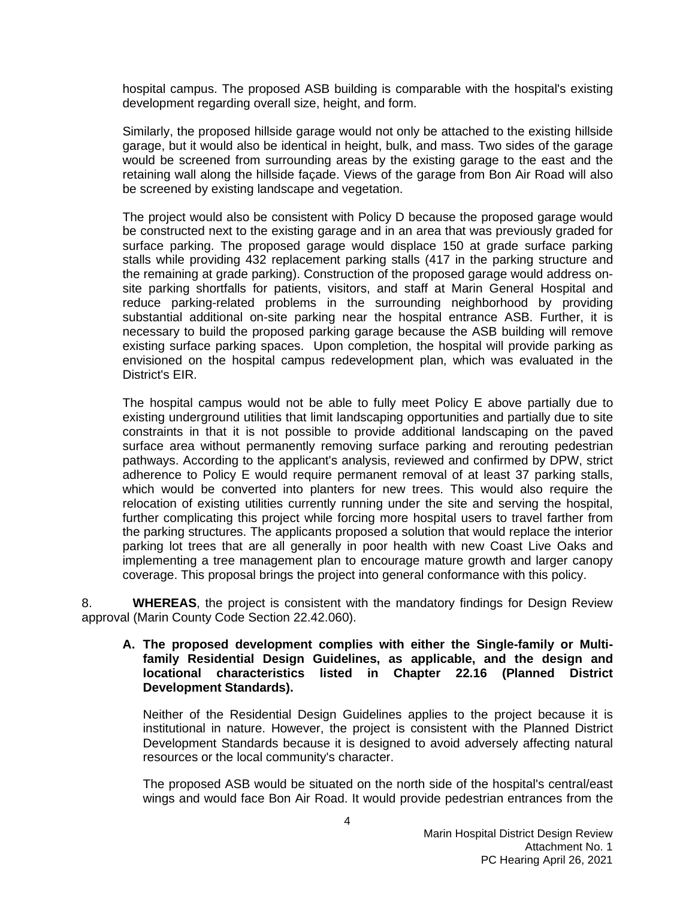hospital campus. The proposed ASB building is comparable with the hospital's existing development regarding overall size, height, and form.

Similarly, the proposed hillside garage would not only be attached to the existing hillside garage, but it would also be identical in height, bulk, and mass. Two sides of the garage would be screened from surrounding areas by the existing garage to the east and the retaining wall along the hillside façade. Views of the garage from Bon Air Road will also be screened by existing landscape and vegetation.

The project would also be consistent with Policy D because the proposed garage would be constructed next to the existing garage and in an area that was previously graded for surface parking. The proposed garage would displace 150 at grade surface parking stalls while providing 432 replacement parking stalls (417 in the parking structure and the remaining at grade parking). Construction of the proposed garage would address on-site parking shortfalls for patients, visitors, and staff at Marin General Hospital and reduce parking-related problems in the surrounding neighborhood by providing substantial additional on-site parking near the hospital entrance ASB. Further, it is necessary to build the proposed parking garage because the ASB building will remove existing surface parking spaces. Upon completion, the hospital will provide parking as envisioned on the hospital campus redevelopment plan, which was evaluated in the District's EIR.

The hospital campus would not be able to fully meet Policy E above partially due to existing underground utilities that limit landscaping opportunities and partially due to site constraints in that it is not possible to provide additional landscaping on the paved surface area without permanently removing surface parking and rerouting pedestrian pathways. According to the applicant's analysis, reviewed and confirmed by DPW, strict adherence to Policy E would require permanent removal of at least 37 parking stalls, which would be converted into planters for new trees. This would also require the relocation of existing utilities currently running under the site and serving the hospital, further complicating this project while forcing more hospital users to travel farther from the parking structures. The applicants proposed a solution that would replace the interior parking lot trees that are all generally in poor health with new Coast Live Oaks and implementing a tree management plan to encourage mature growth and larger canopy coverage. This proposal brings the project into general conformance with this policy.

8. **WHEREAS**, the project is consistent with the mandatory findings for Design Review approval (Marin County Code Section 22.42.060).

**A. The proposed development complies with either the Single-family or Multi-family Residential Design Guidelines, as applicable, and the design and locational characteristics listed in Chapter 22.16 (Planned District Development Standards).**

Neither of the Residential Design Guidelines applies to the project because it is institutional in nature. However, the project is consistent with the Planned District Development Standards because it is designed to avoid adversely affecting natural resources or the local community's character.

The proposed ASB would be situated on the north side of the hospital's central/east wings and would face Bon Air Road. It would provide pedestrian entrances from the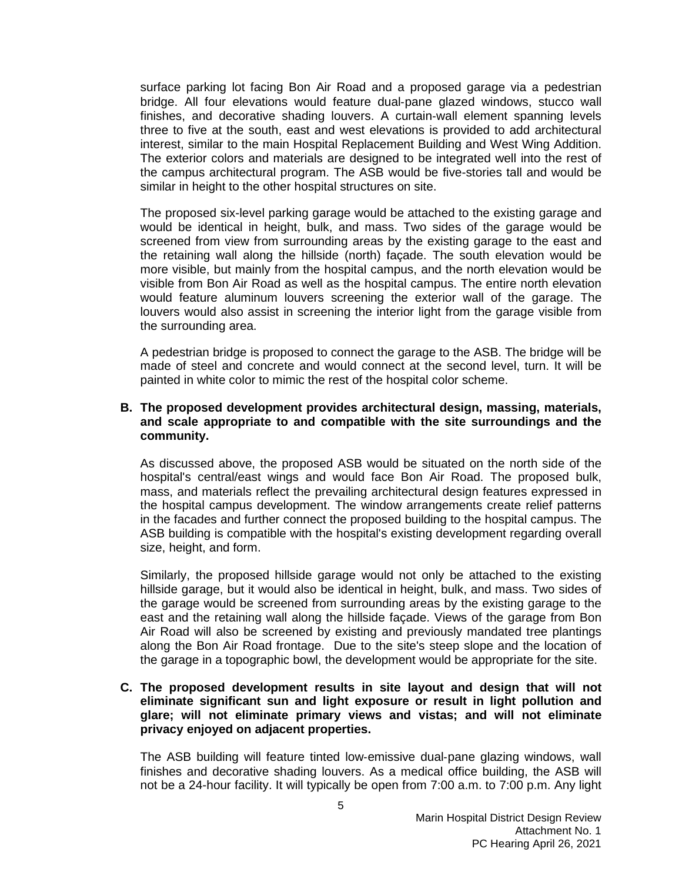surface parking lot facing Bon Air Road and a proposed garage via a pedestrian bridge. All four elevations would feature dual-pane glazed windows, stucco wall finishes, and decorative shading louvers. A curtain-wall element spanning levels three to five at the south, east and west elevations is provided to add architectural interest, similar to the main Hospital Replacement Building and West Wing Addition. The exterior colors and materials are designed to be integrated well into the rest of the campus architectural program. The ASB would be five-stories tall and would be similar in height to the other hospital structures on site.

The proposed six-level parking garage would be attached to the existing garage and would be identical in height, bulk, and mass. Two sides of the garage would be screened from view from surrounding areas by the existing garage to the east and the retaining wall along the hillside (north) façade. The south elevation would be more visible, but mainly from the hospital campus, and the north elevation would be visible from Bon Air Road as well as the hospital campus. The entire north elevation would feature aluminum louvers screening the exterior wall of the garage. The louvers would also assist in screening the interior light from the garage visible from the surrounding area.

A pedestrian bridge is proposed to connect the garage to the ASB. The bridge will be made of steel and concrete and would connect at the second level, turn. It will be painted in white color to mimic the rest of the hospital color scheme.

**B. The proposed development provides architectural design, massing, materials, and scale appropriate to and compatible with the site surroundings and the community.**

As discussed above, the proposed ASB would be situated on the north side of the hospital's central/east wings and would face Bon Air Road. The proposed bulk, mass, and materials reflect the prevailing architectural design features expressed in the hospital campus development. The window arrangements create relief patterns in the facades and further connect the proposed building to the hospital campus. The ASB building is compatible with the hospital's existing development regarding overall size, height, and form.

Similarly, the proposed hillside garage would not only be attached to the existing hillside garage, but it would also be identical in height, bulk, and mass. Two sides of the garage would be screened from surrounding areas by the existing garage to the east and the retaining wall along the hillside façade. Views of the garage from Bon Air Road will also be screened by existing and previously mandated tree plantings along the Bon Air Road frontage. Due to the site's steep slope and the location of the garage in a topographic bowl, the development would be appropriate for the site.

**C. The proposed development results in site layout and design that will not eliminate significant sun and light exposure or result in light pollution and glare; will not eliminate primary views and vistas; and will not eliminate privacy enjoyed on adjacent properties.**

The ASB building will feature tinted low-emissive dual-pane glazing windows, wall finishes and decorative shading louvers. As a medical office building, the ASB will not be a 24-hour facility. It will typically be open from 7:00 a.m. to 7:00 p.m. Any light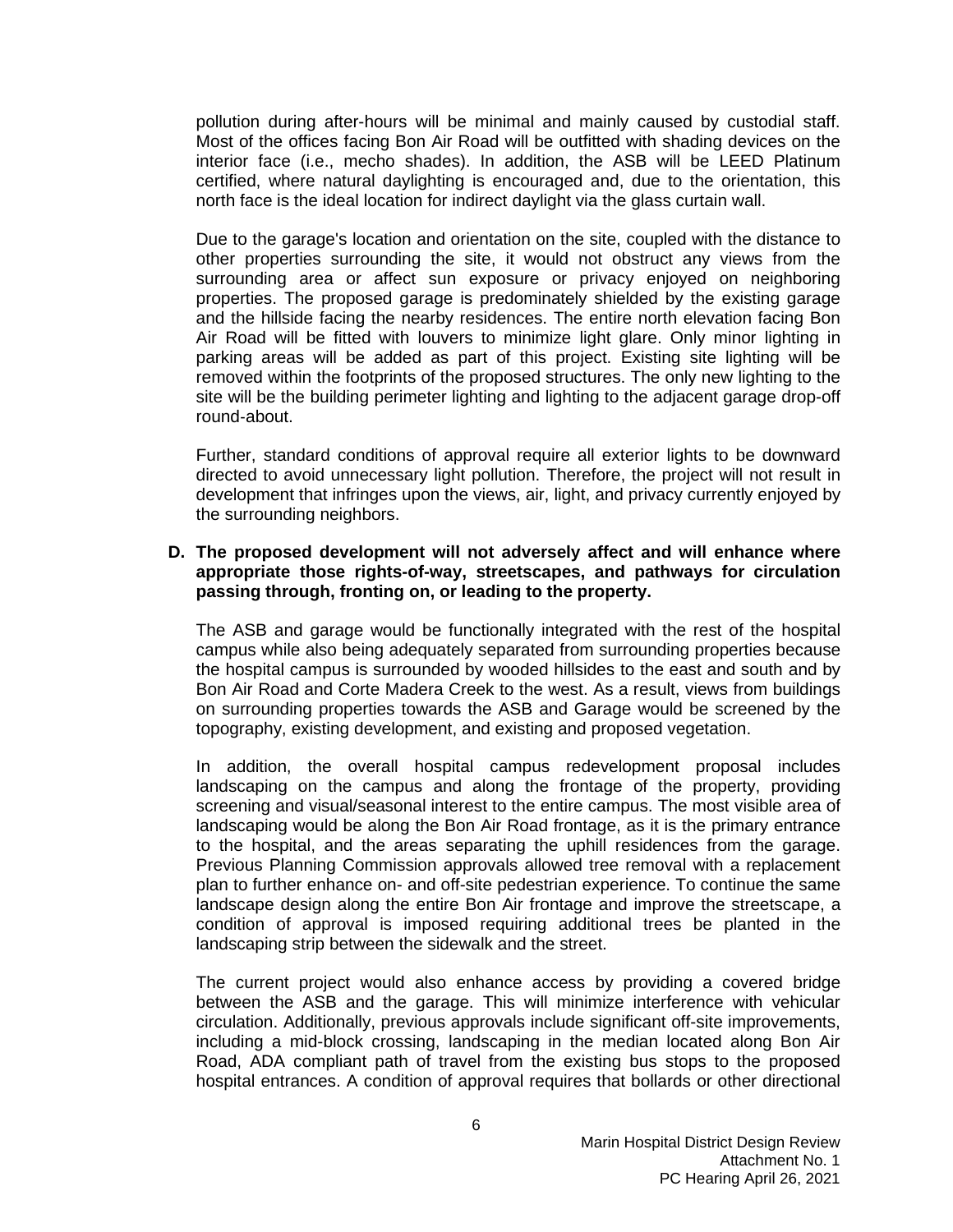pollution during after-hours will be minimal and mainly caused by custodial staff. Most of the offices facing Bon Air Road will be outfitted with shading devices on the interior face (i.e., mecho shades). In addition, the ASB will be LEED Platinum certified, where natural daylighting is encouraged and, due to the orientation, this north face is the ideal location for indirect daylight via the glass curtain wall.

Due to the garage's location and orientation on the site, coupled with the distance to other properties surrounding the site, it would not obstruct any views from the surrounding area or affect sun exposure or privacy enjoyed on neighboring properties. The proposed garage is predominately shielded by the existing garage and the hillside facing the nearby residences. The entire north elevation facing Bon Air Road will be fitted with louvers to minimize light glare. Only minor lighting in parking areas will be added as part of this project. Existing site lighting will be removed within the footprints of the proposed structures. The only new lighting to the site will be the building perimeter lighting and lighting to the adjacent garage drop-off round-about.

Further, standard conditions of approval require all exterior lights to be downward directed to avoid unnecessary light pollution. Therefore, the project will not result in development that infringes upon the views, air, light, and privacy currently enjoyed by the surrounding neighbors.

**D. The proposed development will not adversely affect and will enhance where appropriate those rights-of-way, streetscapes, and pathways for circulation passing through, fronting on, or leading to the property.**

The ASB and garage would be functionally integrated with the rest of the hospital campus while also being adequately separated from surrounding properties because the hospital campus is surrounded by wooded hillsides to the east and south and by Bon Air Road and Corte Madera Creek to the west. As a result, views from buildings on surrounding properties towards the ASB and Garage would be screened by the topography, existing development, and existing and proposed vegetation.

In addition, the overall hospital campus redevelopment proposal includes landscaping on the campus and along the frontage of the property, providing screening and visual/seasonal interest to the entire campus. The most visible area of landscaping would be along the Bon Air Road frontage, as it is the primary entrance to the hospital, and the areas separating the uphill residences from the garage. Previous Planning Commission approvals allowed tree removal with a replacement plan to further enhance on- and off-site pedestrian experience. To continue the same landscape design along the entire Bon Air frontage and improve the streetscape, a condition of approval is imposed requiring additional trees be planted in the landscaping strip between the sidewalk and the street.

The current project would also enhance access by providing a covered bridge between the ASB and the garage. This will minimize interference with vehicular circulation. Additionally, previous approvals include significant off-site improvements, including a mid-block crossing, landscaping in the median located along Bon Air Road, ADA compliant path of travel from the existing bus stops to the proposed hospital entrances. A condition of approval requires that bollards or other directional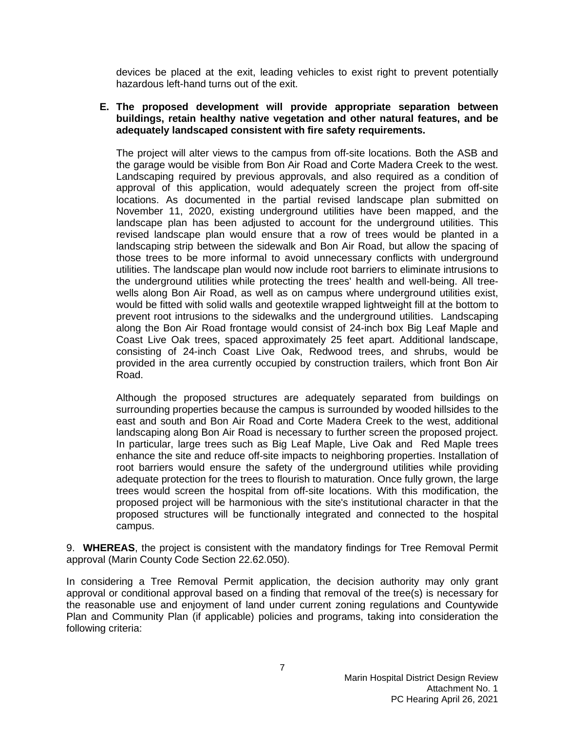devices be placed at the exit, leading vehicles to exist right to prevent potentially hazardous left-hand turns out of the exit.

**E. The proposed development will provide appropriate separation between buildings, retain healthy native vegetation and other natural features, and be adequately landscaped consistent with fire safety requirements.**

The project will alter views to the campus from off-site locations. Both the ASB and the garage would be visible from Bon Air Road and Corte Madera Creek to the west. Landscaping required by previous approvals, and also required as a condition of approval of this application, would adequately screen the project from off-site locations. As documented in the partial revised landscape plan submitted on November 11, 2020, existing underground utilities have been mapped, and the landscape plan has been adjusted to account for the underground utilities. This revised landscape plan would ensure that a row of trees would be planted in a landscaping strip between the sidewalk and Bon Air Road, but allow the spacing of those trees to be more informal to avoid unnecessary conflicts with underground utilities. The landscape plan would now include root barriers to eliminate intrusions to the underground utilities while protecting the trees' health and well-being. All tree-wells along Bon Air Road, as well as on campus where underground utilities exist, would be fitted with solid walls and geotextile wrapped lightweight fill at the bottom to prevent root intrusions to the sidewalks and the underground utilities. Landscaping along the Bon Air Road frontage would consist of 24-inch box Big Leaf Maple and Coast Live Oak trees, spaced approximately 25 feet apart. Additional landscape, consisting of 24-inch Coast Live Oak, Redwood trees, and shrubs, would be provided in the area currently occupied by construction trailers, which front Bon Air Road.

Although the proposed structures are adequately separated from buildings on surrounding properties because the campus is surrounded by wooded hillsides to the east and south and Bon Air Road and Corte Madera Creek to the west, additional landscaping along Bon Air Road is necessary to further screen the proposed project. In particular, large trees such as Big Leaf Maple, Live Oak and Red Maple trees enhance the site and reduce off-site impacts to neighboring properties. Installation of root barriers would ensure the safety of the underground utilities while providing adequate protection for the trees to flourish to maturation. Once fully grown, the large trees would screen the hospital from off-site locations. With this modification, the proposed project will be harmonious with the site's institutional character in that the proposed structures will be functionally integrated and connected to the hospital campus.

9. **WHEREAS**, the project is consistent with the mandatory findings for Tree Removal Permit approval (Marin County Code Section 22.62.050).

In considering a Tree Removal Permit application, the decision authority may only grant approval or conditional approval based on a finding that removal of the tree(s) is necessary for the reasonable use and enjoyment of land under current zoning regulations and Countywide Plan and Community Plan (if applicable) policies and programs, taking into consideration the following criteria: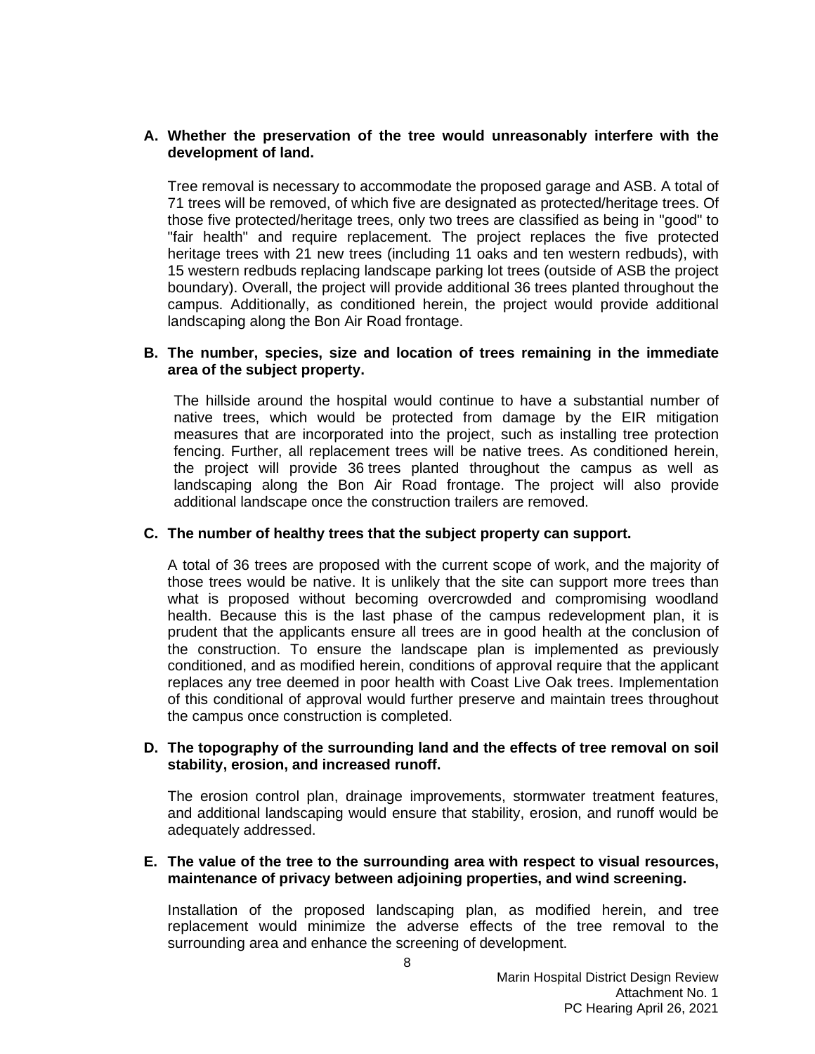**A. Whether the preservation of the tree would unreasonably interfere with the development of land.**

Tree removal is necessary to accommodate the proposed garage and ASB. A total of 71 trees will be removed, of which five are designated as protected/heritage trees. Of those five protected/heritage trees, only two trees are classified as being in "good" to "fair health" and require replacement. The project replaces the five protected heritage trees with 21 new trees (including 11 oaks and ten western redbuds), with 15 western redbuds replacing landscape parking lot trees (outside of ASB the project boundary). Overall, the project will provide additional 36 trees planted throughout the campus. Additionally, as conditioned herein, the project would provide additional landscaping along the Bon Air Road frontage.

**B. The number, species, size and location of trees remaining in the immediate area of the subject property.**

The hillside around the hospital would continue to have a substantial number of native trees, which would be protected from damage by the EIR mitigation measures that are incorporated into the project, such as installing tree protection fencing. Further, all replacement trees will be native trees. As conditioned herein, the project will provide 36 trees planted throughout the campus as well as landscaping along the Bon Air Road frontage. The project will also provide additional landscape once the construction trailers are removed.

**C. The number of healthy trees that the subject property can support.**

A total of 36 trees are proposed with the current scope of work, and the majority of those trees would be native. It is unlikely that the site can support more trees than what is proposed without becoming overcrowded and compromising woodland health. Because this is the last phase of the campus redevelopment plan, it is prudent that the applicants ensure all trees are in good health at the conclusion of the construction. To ensure the landscape plan is implemented as previously conditioned, and as modified herein, conditions of approval require that the applicant replaces any tree deemed in poor health with Coast Live Oak trees. Implementation of this conditional of approval would further preserve and maintain trees throughout the campus once construction is completed.

**D. The topography of the surrounding land and the effects of tree removal on soil stability, erosion, and increased runoff.**

The erosion control plan, drainage improvements, stormwater treatment features, and additional landscaping would ensure that stability, erosion, and runoff would be adequately addressed.

**E. The value of the tree to the surrounding area with respect to visual resources, maintenance of privacy between adjoining properties, and wind screening.**

Installation of the proposed landscaping plan, as modified herein, and tree replacement would minimize the adverse effects of the tree removal to the surrounding area and enhance the screening of development.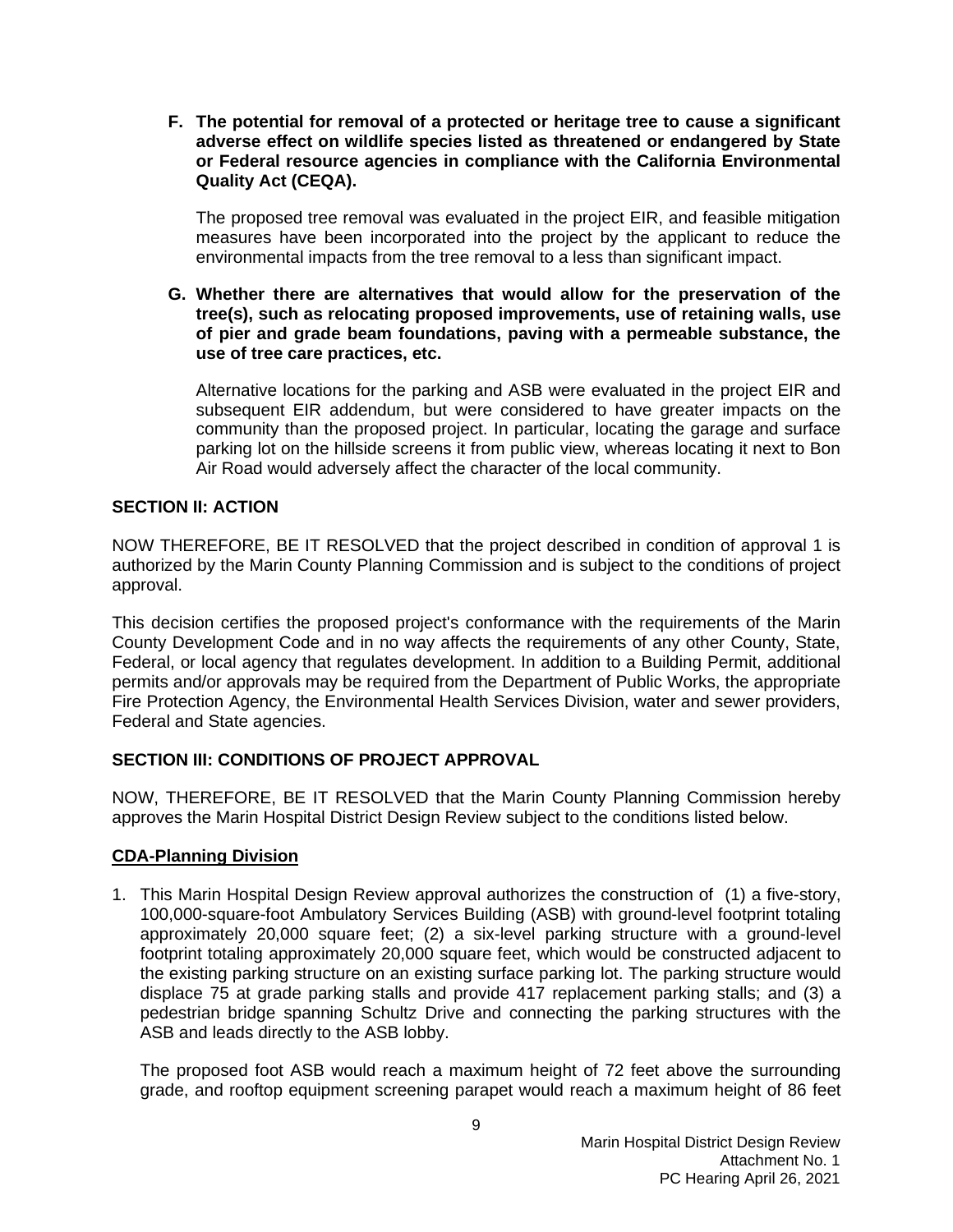**F. The potential for removal of a protected or heritage tree to cause a significant adverse effect on wildlife species listed as threatened or endangered by State or Federal resource agencies in compliance with the California Environmental Quality Act (CEQA).**

The proposed tree removal was evaluated in the project EIR, and feasible mitigation measures have been incorporated into the project by the applicant to reduce the environmental impacts from the tree removal to a less than significant impact.

**G. Whether there are alternatives that would allow for the preservation of the tree(s), such as relocating proposed improvements, use of retaining walls, use of pier and grade beam foundations, paving with a permeable substance, the use of tree care practices, etc.**

Alternative locations for the parking and ASB were evaluated in the project EIR and subsequent EIR addendum, but were considered to have greater impacts on the community than the proposed project. In particular, locating the garage and surface parking lot on the hillside screens it from public view, whereas locating it next to Bon Air Road would adversely affect the character of the local community.

## SECTION II: ACTION

NOW THEREFORE, BE IT RESOLVED that the project described in condition of approval 1 is authorized by the Marin County Planning Commission and is subject to the conditions of project approval.

This decision certifies the proposed project's conformance with the requirements of the Marin County Development Code and in no way affects the requirements of any other County, State, Federal, or local agency that regulates development. In addition to a Building Permit, additional permits and/or approvals may be required from the Department of Public Works, the appropriate Fire Protection Agency, the Environmental Health Services Division, water and sewer providers, Federal and State agencies.

## SECTION III: CONDITIONS OF PROJECT APPROVAL

NOW, THEREFORE, BE IT RESOLVED that the Marin County Planning Commission hereby approves the Marin Hospital District Design Review subject to the conditions listed below.

### CDA-Planning Division

1. This Marin Hospital Design Review approval authorizes the construction of (1) a five-story, 100,000-square-foot Ambulatory Services Building (ASB) with ground-level footprint totaling approximately 20,000 square feet; (2) a six-level parking structure with a ground-level footprint totaling approximately 20,000 square feet, which would be constructed adjacent to the existing parking structure on an existing surface parking lot. The parking structure would displace 75 at grade parking stalls and provide 417 replacement parking stalls; and (3) a pedestrian bridge spanning Schultz Drive and connecting the parking structures with the ASB and leads directly to the ASB lobby.

   The proposed foot ASB would reach a maximum height of 72 feet above the surrounding grade, and rooftop equipment screening parapet would reach a maximum height of 86 feet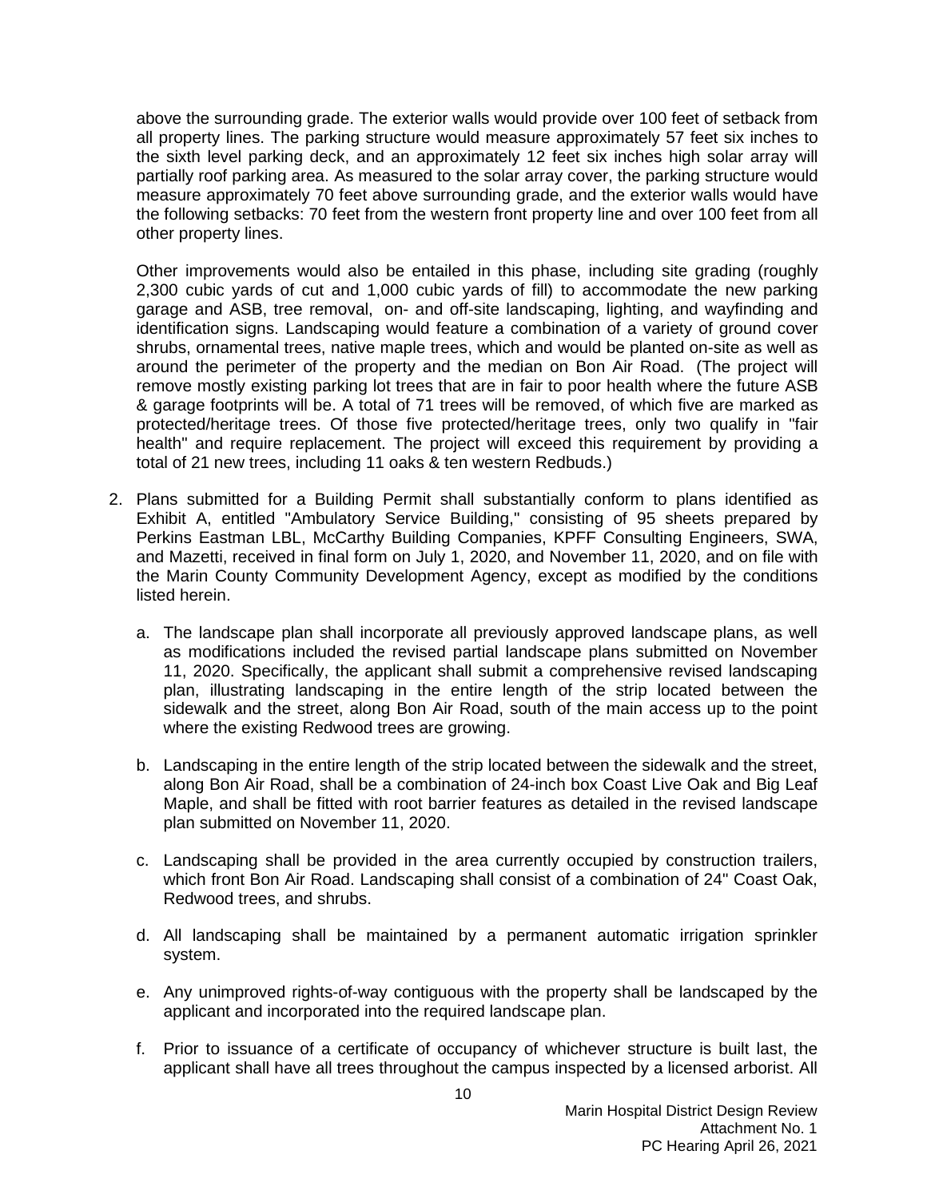above the surrounding grade. The exterior walls would provide over 100 feet of setback from all property lines. The parking structure would measure approximately 57 feet six inches to the sixth level parking deck, and an approximately 12 feet six inches high solar array will partially roof parking area. As measured to the solar array cover, the parking structure would measure approximately 70 feet above surrounding grade, and the exterior walls would have the following setbacks: 70 feet from the western front property line and over 100 feet from all other property lines.

Other improvements would also be entailed in this phase, including site grading (roughly 2,300 cubic yards of cut and 1,000 cubic yards of fill) to accommodate the new parking garage and ASB, tree removal, on- and off-site landscaping, lighting, and wayfinding and identification signs. Landscaping would feature a combination of a variety of ground cover shrubs, ornamental trees, native maple trees, which and would be planted on-site as well as around the perimeter of the property and the median on Bon Air Road. (The project will remove mostly existing parking lot trees that are in fair to poor health where the future ASB & garage footprints will be. A total of 71 trees will be removed, of which five are marked as protected/heritage trees. Of those five protected/heritage trees, only two qualify in "fair health" and require replacement. The project will exceed this requirement by providing a total of 21 new trees, including 11 oaks & ten western Redbuds.)

2. Plans submitted for a Building Permit shall substantially conform to plans identified as Exhibit A, entitled "Ambulatory Service Building," consisting of 95 sheets prepared by Perkins Eastman LBL, McCarthy Building Companies, KPFF Consulting Engineers, SWA, and Mazetti, received in final form on July 1, 2020, and November 11, 2020, and on file with the Marin County Community Development Agency, except as modified by the conditions listed herein.

   a. The landscape plan shall incorporate all previously approved landscape plans, as well as modifications included the revised partial landscape plans submitted on November 11, 2020. Specifically, the applicant shall submit a comprehensive revised landscaping plan, illustrating landscaping in the entire length of the strip located between the sidewalk and the street, along Bon Air Road, south of the main access up to the point where the existing Redwood trees are growing.

   b. Landscaping in the entire length of the strip located between the sidewalk and the street, along Bon Air Road, shall be a combination of 24-inch box Coast Live Oak and Big Leaf Maple, and shall be fitted with root barrier features as detailed in the revised landscape plan submitted on November 11, 2020.

   c. Landscaping shall be provided in the area currently occupied by construction trailers, which front Bon Air Road. Landscaping shall consist of a combination of 24" Coast Oak, Redwood trees, and shrubs.

   d. All landscaping shall be maintained by a permanent automatic irrigation sprinkler system.

   e. Any unimproved rights-of-way contiguous with the property shall be landscaped by the applicant and incorporated into the required landscape plan.

   f. Prior to issuance of a certificate of occupancy of whichever structure is built last, the applicant shall have all trees throughout the campus inspected by a licensed arborist. All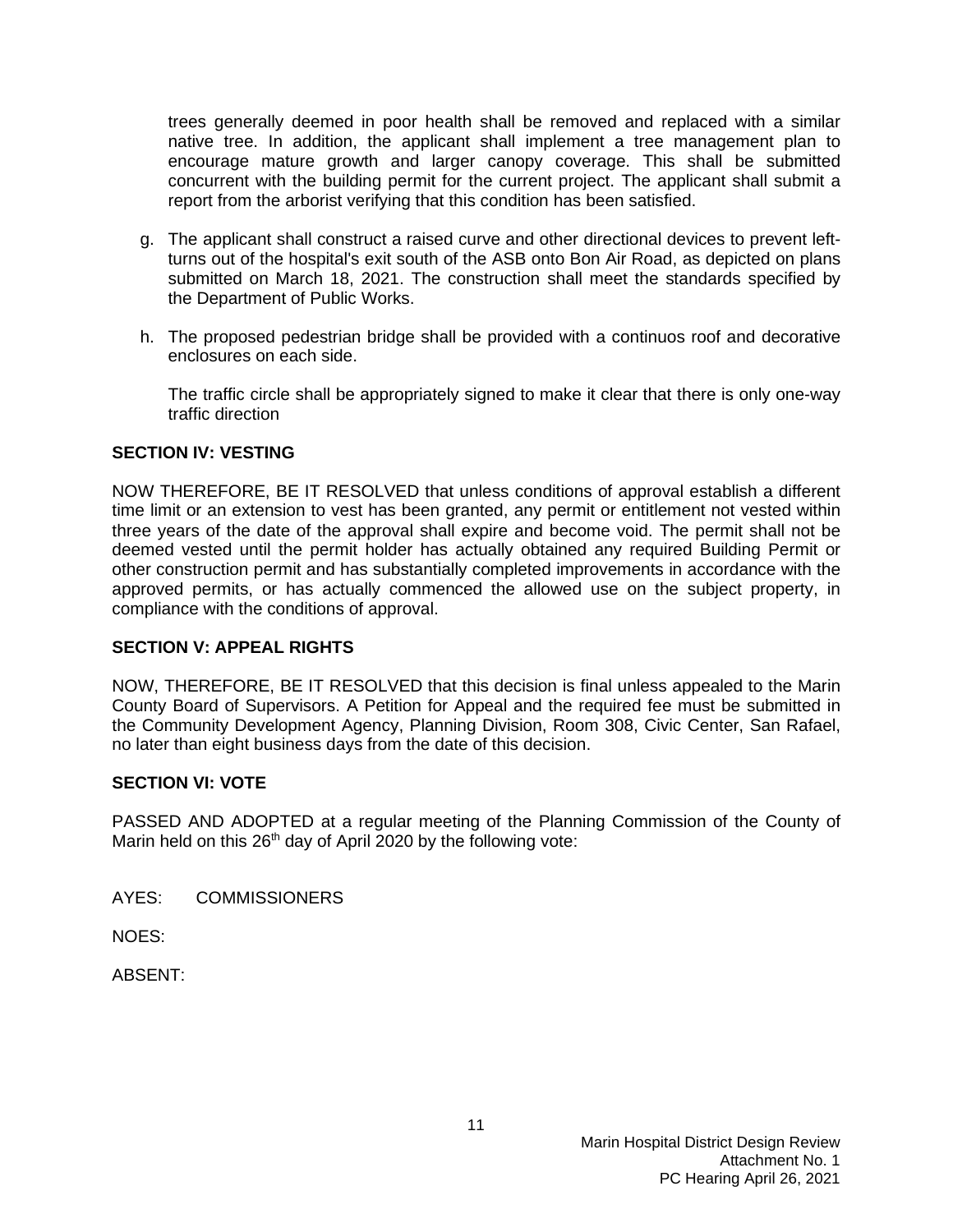trees generally deemed in poor health shall be removed and replaced with a similar native tree. In addition, the applicant shall implement a tree management plan to encourage mature growth and larger canopy coverage. This shall be submitted concurrent with the building permit for the current project. The applicant shall submit a report from the arborist verifying that this condition has been satisfied.

g. The applicant shall construct a raised curve and other directional devices to prevent left-turns out of the hospital's exit south of the ASB onto Bon Air Road, as depicted on plans submitted on March 18, 2021. The construction shall meet the standards specified by the Department of Public Works.

h. The proposed pedestrian bridge shall be provided with a continuos roof and decorative enclosures on each side.

   The traffic circle shall be appropriately signed to make it clear that there is only one-way traffic direction

**SECTION IV: VESTING**

NOW THEREFORE, BE IT RESOLVED that unless conditions of approval establish a different time limit or an extension to vest has been granted, any permit or entitlement not vested within three years of the date of the approval shall expire and become void. The permit shall not be deemed vested until the permit holder has actually obtained any required Building Permit or other construction permit and has substantially completed improvements in accordance with the approved permits, or has actually commenced the allowed use on the subject property, in compliance with the conditions of approval.

**SECTION V: APPEAL RIGHTS**

NOW, THEREFORE, BE IT RESOLVED that this decision is final unless appealed to the Marin County Board of Supervisors. A Petition for Appeal and the required fee must be submitted in the Community Development Agency, Planning Division, Room 308, Civic Center, San Rafael, no later than eight business days from the date of this decision.

**SECTION VI: VOTE**

PASSED AND ADOPTED at a regular meeting of the Planning Commission of the County of Marin held on this 26th day of April 2020 by the following vote:

AYES: COMMISSIONERS

NOES:

ABSENT: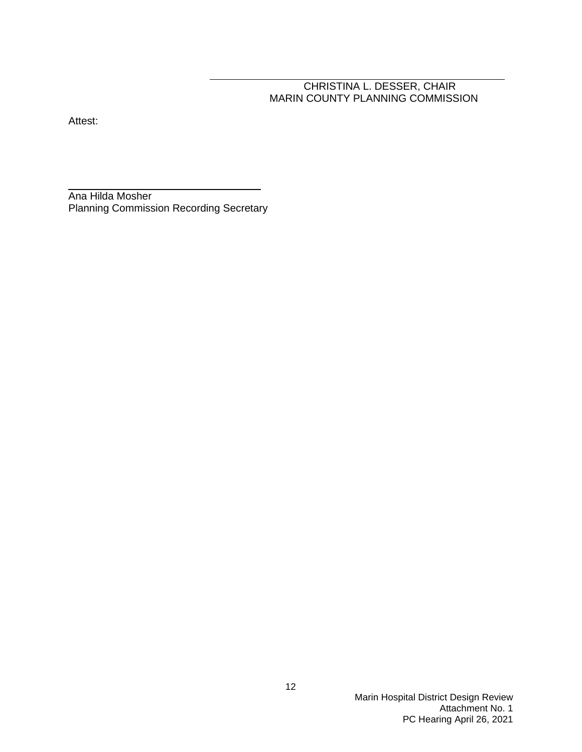CHRISTINA L. DESSER, CHAIR
MARIN COUNTY PLANNING COMMISSION

Attest:

Ana Hilda Mosher
Planning Commission Recording Secretary